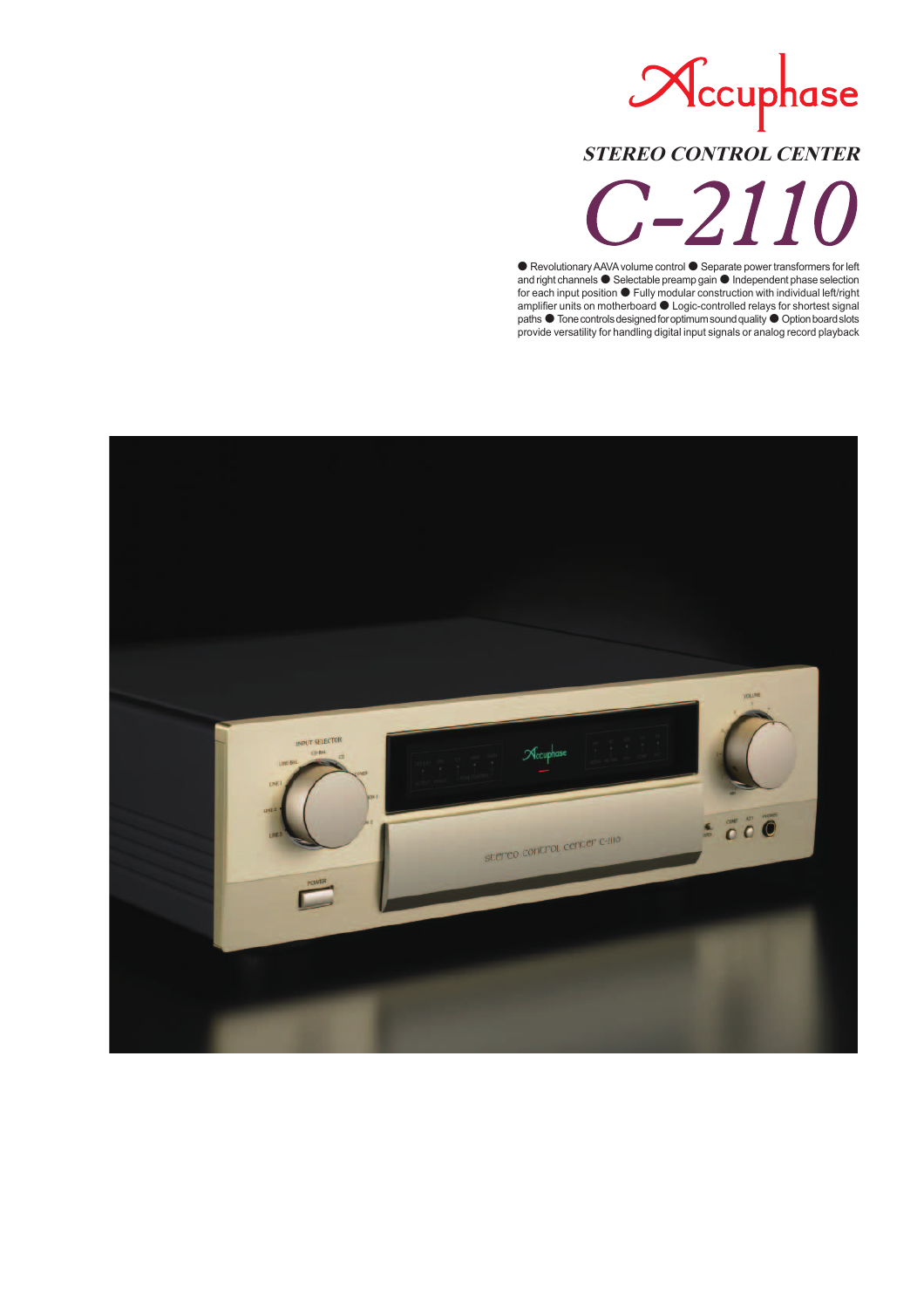Accuphase

*STEREO CONTROL CENTER*

# C-2110

● Revolutionary AAVA volume control ● Separate power transformers for left and right channels ● Selectable preamp gain ● Independent phase selection for each input position ● Fully modular construction with individual left/right amplifier units on motherboard ● Logic-controlled relays for shortest signal paths ● Tone controls designed for optimum sound quality ● Option board slots provide versatility for handling digital input signals or analog record playback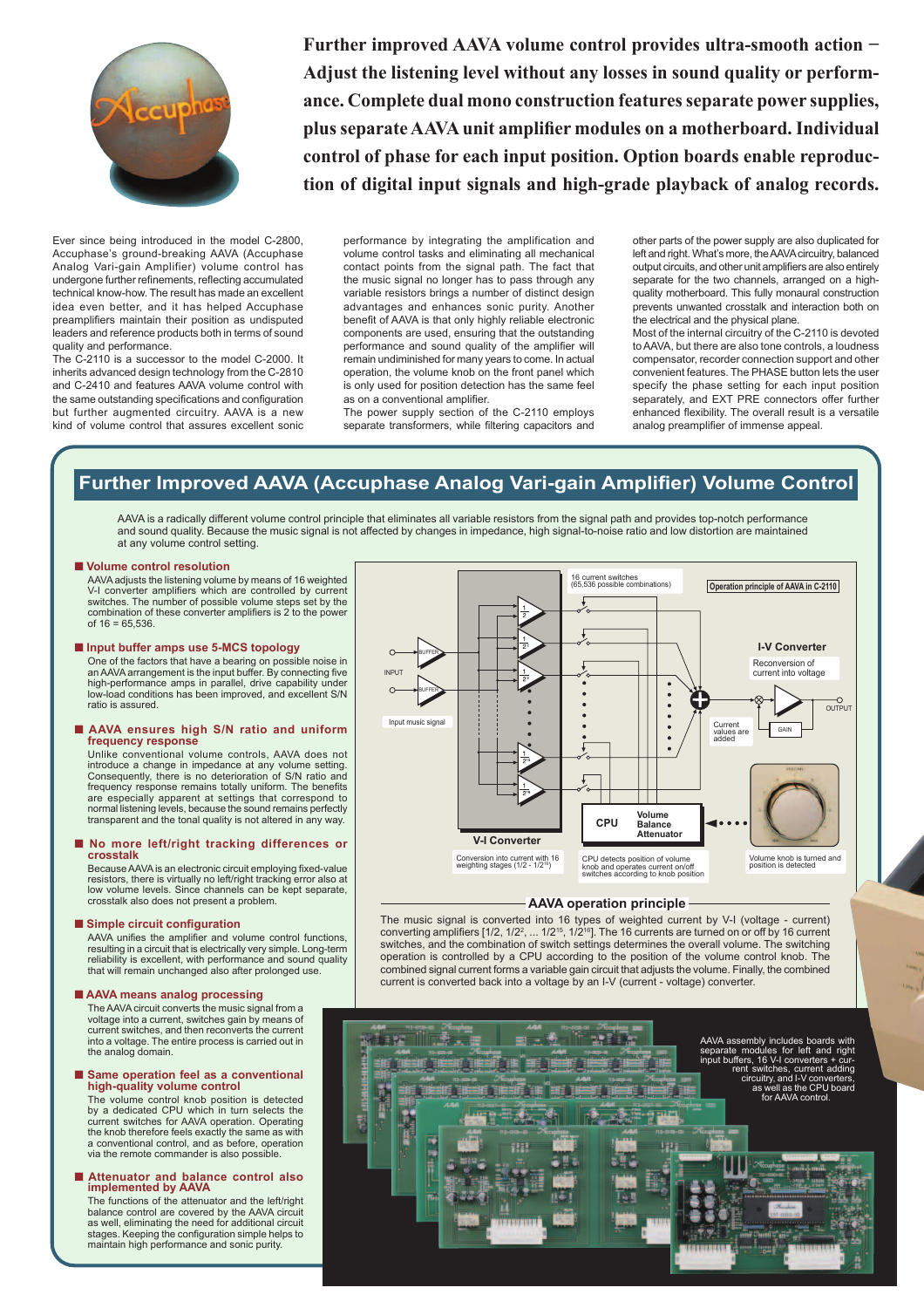**Further improved AAVA volume control provides ultra-smooth action – Adjust the listening level without any losses in sound quality or performance. Complete dual mono construction features separate power supplies, plus separate AAVA unit amplifier modules on a motherboard. Individual control of phase for each input position. Option boards enable reproduction of digital input signals and high-grade playback of analog records.**

Ever since being introduced in the model C-2800, Accuphase's ground-breaking AAVA (Accuphase Analog Vari-gain Amplifier) volume control has undergone further refinements, reflecting accumulated technical know-how. The result has made an excellent idea even better, and it has helped Accuphase preamplifiers maintain their position as undisputed leaders and reference products both in terms of sound quality and performance.

The C-2110 is a successor to the model C-2000. It inherits advanced design technology from the C-2810 and C-2410 and features AAVA volume control with the same outstanding specifications and configuration but further augmented circuitry. AAVA is a new kind of volume control that assures excellent sonic performance by integrating the amplification and volume control tasks and eliminating all mechanical contact points from the signal path. The fact that the music signal no longer has to pass through any variable resistors brings a number of distinct design advantages and enhances sonic purity. Another benefit of AAVA is that only highly reliable electronic components are used, ensuring that the outstanding performance and sound quality of the amplifier will remain undiminished for many years to come. In actual operation, the volume knob on the front panel which is only used for position detection has the same feel as on a conventional amplifier.

The power supply section of the C-2110 employs separate transformers, while filtering capacitors and other parts of the power supply are also duplicated for left and right. What's more, the AAVA circuitry, balanced output circuits, and other unit amplifiers are also entirely separate for the two channels, arranged on a high-quality motherboard. This fully monaural construction prevents unwanted crosstalk and interaction both on the electrical and the physical plane.

Most of the internal circuitry of the C-2110 is devoted to AAVA, but there are also tone controls, a loudness compensator, recorder connection support and other convenient features. The PHASE button lets the user specify the phase setting for each input position separately, and EXT PRE connectors offer further enhanced flexibility. The overall result is a versatile analog preamplifier of immense appeal.

## Further Improved AAVA (Accuphase Analog Vari-gain Amplifier) Volume Control

AAVA is a radically different volume control principle that eliminates all variable resistors from the signal path and provides top-notch performance and sound quality. Because the music signal is not affected by changes in impedance, high signal-to-noise ratio and low distortion are maintained at any volume control setting.

### ■ Volume control resolution

AAVA adjusts the listening volume by means of 16 weighted V-I converter amplifiers which are controlled by current switches. The number of possible volume steps set by the combination of these converter amplifiers is 2 to the power of 16 = 65,536.

### ■ Input buffer amps use 5-MCS topology

One of the factors that have a bearing on possible noise in an AAVA arrangement is the input buffer. By connecting five high-performance amps in parallel, drive capability under low-load conditions has been improved, and excellent S/N ratio is assured.

### ■ AAVA ensures high S/N ratio and uniform frequency response

Unlike conventional volume controls, AAVA does not introduce a change in impedance at any volume setting. Consequently, there is no deterioration of S/N ratio and frequency response remains totally uniform. The benefits are especially apparent at settings that correspond to normal listening levels, because the sound remains perfectly transparent and the tonal quality is not altered in any way.

### ■ No more left/right tracking differences or crosstalk

Because AAVA is an electronic circuit employing fixed-value resistors, there is virtually no left/right tracking error also at low volume levels. Since channels can be kept separate, crosstalk also does not present a problem.

### ■ Simple circuit configuration

AAVA unifies the amplifier and volume control functions, resulting in a circuit that is electrically very simple. Long-term reliability is excellent, with performance and sound quality that will remain unchanged also after prolonged use.

### ■ AAVA means analog processing

The AAVA circuit converts the music signal from a voltage into a current, switches gain by means of current switches, and then reconverts the current into a voltage. The entire process is carried out in the analog domain.

### ■ Same operation feel as a conventional high-quality volume control

The volume control knob position is detected by a dedicated CPU which in turn selects the current switches for AAVA operation. Operating the knob therefore feels exactly the same as with a conventional control, and as before, operation via the remote commander is also possible.

### ■ Attenuator and balance control also implemented by AAVA

The functions of the attenuator and the left/right balance control are covered by the AAVA circuit as well, eliminating the need for additional circuit stages. Keeping the configuration simple helps to maintain high performance and sonic purity.

Operation principle of AAVA in C-2110

INPUT — BUFFER — BUFFER — Input music signal — V-I Converter: Conversion into current with 16 weighting stages ($1/2 - 1/2^{16}$) — 16 current switches (65,536 possible combinations) — Current values are added — I-V Converter: Reconversion of current into voltage — GAIN — OUTPUT — CPU: Volume Balance Attenuator — CPU detects position of volume knob and operates current on/off switches according to knob position — Volume knob is turned and position is detected

### AAVA operation principle

The music signal is converted into 16 types of weighted current by V-I (voltage - current) converting amplifiers [$1/2, 1/2^2, \ldots 1/2^{15}, 1/2^{16}$]. The 16 currents are turned on or off by 16 current switches, and the combination of switch settings determines the overall volume. The switching operation is controlled by a CPU according to the position of the volume control knob. The combined signal current forms a variable gain circuit that adjusts the volume. Finally, the combined current is converted back into a voltage by an I-V (current - voltage) converter.

AAVA assembly includes boards with separate modules for left and right input buffers, 16 V-I converters + current switches, current adding circuitry, and I-V converters, as well as the CPU board for AAVA control.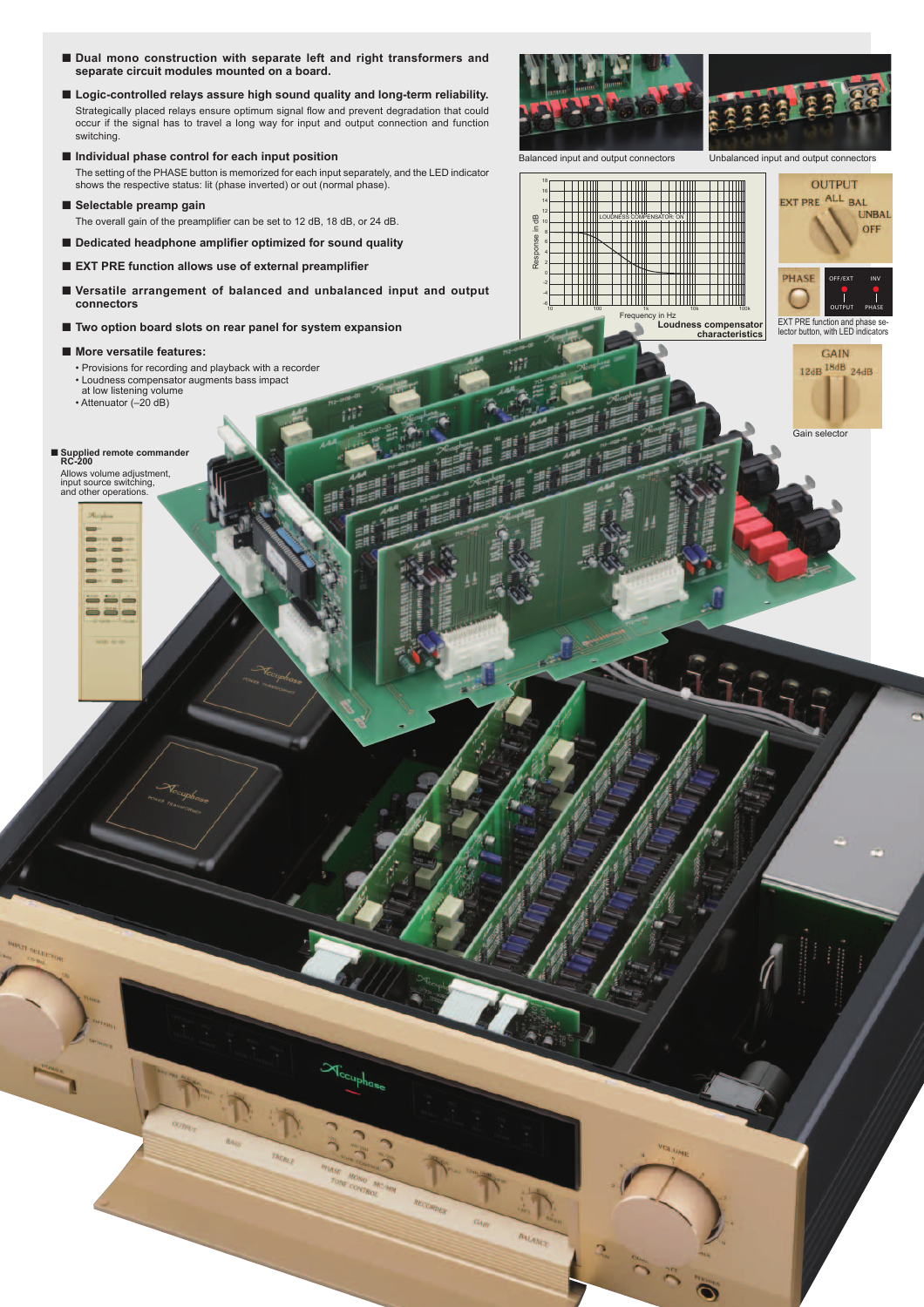■ **Dual mono construction with separate left and right transformers and separate circuit modules mounted on a board.**

■ **Logic-controlled relays assure high sound quality and long-term reliability.**

Strategically placed relays ensure optimum signal flow and prevent degradation that could occur if the signal has to travel a long way for input and output connection and function switching.

■ **Individual phase control for each input position**

The setting of the PHASE button is memorized for each input separately, and the LED indicator shows the respective status: lit (phase inverted) or out (normal phase).

■ **Selectable preamp gain**

The overall gain of the preamplifier can be set to 12 dB, 18 dB, or 24 dB.

■ **Dedicated headphone amplifier optimized for sound quality**

■ **EXT PRE function allows use of external preamplifier**

■ **Versatile arrangement of balanced and unbalanced input and output connectors**

■ **Two option board slots on rear panel for system expansion**

■ **More versatile features:**

- Provisions for recording and playback with a recorder
- Loudness compensator augments bass impact at low listening volume
- Attenuator (–20 dB)

■ **Supplied remote commander RC-200**

Allows volume adjustment, input source switching, and other operations.

Balanced input and output connectors

Unbalanced input and output connectors

**Loudness compensator characteristics**

EXT PRE function and phase selector button, with LED indicators

Gain selector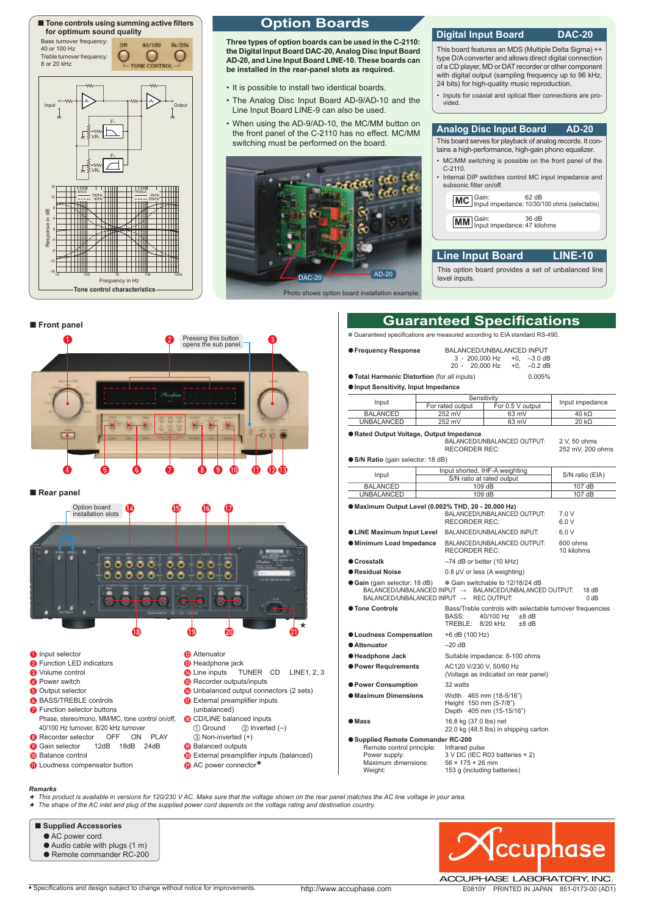## Tone controls using summing active filters for optimum sound quality

Bass turnover frequency: 40 or 100 Hz
Treble turnover frequency: 8 or 20 kHz

ON 40/100 8k/20k
TONE CONTROL

Input
Output
$A_1$
$A_2$
$F_1$
$F_2$
$VR_1$
$VR_2$

BASS
100Hz
40Hz
TREBLE
8kHz
20kHz
Response in dB
Frequency in Hz

Tone control characteristics

# Option Boards

**Three types of option boards can be used in the C-2110: the Digital Input Board DAC-20, Analog Disc Input Board AD-20, and Line Input Board LINE-10. These boards can be installed in the rear-panel slots as required.**

- It is possible to install two identical boards.
- The Analog Disc Input Board AD-9/AD-10 and the Line Input Board LINE-9 can also be used.
- When using the AD-9/AD-10, the MC/MM button on the front panel of the C-2110 has no effect. MC/MM switching must be performed on the board.

DAC-20
AD-20

Photo shows option board installation example.

## Digital Input Board DAC-20

This board features an MDS (Multiple Delta Sigma) ++ type D/A converter and allows direct digital connection of a CD player, MD or DAT recorder or other component with digital output (sampling frequency up to 96 kHz, 24 bits) for high-quality music reproduction.

- Inputs for coaxial and optical fiber connections are provided.

## Analog Disc Input Board AD-20

This board serves for playback of analog records. It contains a high-performance, high-gain phono equalizer.

- MC/MM switching is possible on the front panel of the C-2110.
- Internal DIP switches control MC input impedance and subsonic filter on/off.

**MC** Gain: 62 dB
Input impedance: 10/30/100 ohms (selectable)

**MM** Gain: 36 dB
Input impedance: 47 kilohms

## Line Input Board LINE-10

This option board provides a set of unbalanced line level inputs.

## Front panel

Pressing this button opens the sub panel.

## Rear panel

Option board installation slots

1. Input selector
2. Function LED indicators
3. Volume control
4. Power switch
5. Output selector
6. BASS/TREBLE controls
7. Function selector buttons
   Phase, stereo/mono, MM/MC, tone control on/off, 40/100 Hz turnover, 8/20 kHz turnover
8. Recorder selector OFF ON PLAY
9. Gain selector 12dB 18dB 24dB
10. Balance control
11. Loudness compensator button
12. Attenuator
13. Headphone jack
14. Line inputs TUNER CD LINE1, 2, 3
15. Recorder outputs/inputs
16. Unbalanced output connectors (2 sets)
17. External preamplifier inputs (unbalanced)
18. CD/LINE balanced inputs
    ① Ground ② Inverted (–)
    ③ Non-inverted (+)
19. Balanced outputs
20. External preamplifier inputs (balanced)
21. AC power connector★

# Guaranteed Specifications

✽ Guaranteed specifications are measured according to EIA standard RS-490.

● **Frequency Response**
BALANCED/UNBALANCED INPUT
3 - 200,000 Hz +0, –3.0 dB
20 - 20,000 Hz +0, –0.2 dB

● **Total Harmonic Distortion** (for all inputs) 0.005%

● **Input Sensitivity, Input Impedance**

| Input | Sensitivity | | Input impedance |
|---|---|---|---|
| | For rated output | For 0.5 V output | |
| BALANCED | 252 mV | 63 mV | 40 kΩ |
| UNBALANCED | 252 mV | 63 mV | 20 kΩ |

● **Rated Output Voltage, Output Impedance**
BALANCED/UNBALANCED OUTPUT: 2 V, 50 ohms
RECORDER REC: 252 mV, 200 ohms

● **S/N Ratio** (gain selector: 18 dB)

| Input | Input shorted, IHF-A weighting S/N ratio at rated output | S/N ratio (EIA) |
|---|---|---|
| BALANCED | 109 dB | 107 dB |
| UNBALANCED | 109 dB | 107 dB |

● **Maximum Output Level (0.002% THD, 20 - 20,000 Hz)**
BALANCED/UNBALANCED OUTPUT: 7.0 V
RECORDER REC: 6.0 V

● **LINE Maximum Input Level** BALANCED/UNBALANCED INPUT: 6.0 V

● **Minimum Load Impedance**
BALANCED/UNBALANCED OUTPUT: 600 ohms
RECORDER REC: 10 kilohms

● **Crosstalk** –74 dB or better (10 kHz)

● **Residual Noise** 0.8 μV or less (A weighting)

● **Gain** (gain selector: 18 dB) ✽ Gain switchable to 12/18/24 dB
BALANCED/UNBALANCED INPUT → BALANCED/UNBALANCED OUTPUT: 18 dB
BALANCED/UNBALANCED INPUT → REC OUTPUT: 0 dB

● **Tone Controls** Bass/Treble controls with selectable turnover frequencies
BASS: 40/100 Hz ±8 dB
TREBLE: 8/20 kHz ±8 dB

● **Loudness Compensation** +6 dB (100 Hz)

● **Attenuator** –20 dB

● **Headphone Jack** Suitable impedance: 8-100 ohms

● **Power Requirements** AC120 V/230 V, 50/60 Hz
(Voltage as indicated on rear panel)

● **Power Consumption** 32 watts

● **Maximum Dimensions**
Width 465 mm (18-5/16")
Height 150 mm (5-7/8")
Depth 405 mm (15-15/16")

● **Mass**
16.8 kg (37.0 lbs) net
22.0 kg (48.5 lbs) in shipping carton

● **Supplied Remote Commander RC-200**
Remote control principle: Infrared pulse
Power supply: 3 V DC (IEC R03 batteries × 2)
Maximum dimensions: 56 × 175 × 26 mm
Weight: 153 g (including batteries)

***Remarks***

★ *This product is available in versions for 120/230 V AC. Make sure that the voltage shown on the rear panel matches the AC line voltage in your area.*
★ *The shape of the AC inlet and plug of the supplied power cord depends on the voltage rating and destination country.*

## Supplied Accessories

- AC power cord
- Audio cable with plugs (1 m)
- Remote commander RC-200

Accuphase
ACCUPHASE LABORATORY, INC.

• Specifications and design subject to change without notice for improvements.
http://www.accuphase.com
E0810Y PRINTED IN JAPAN 851-0173-00 (AD1)